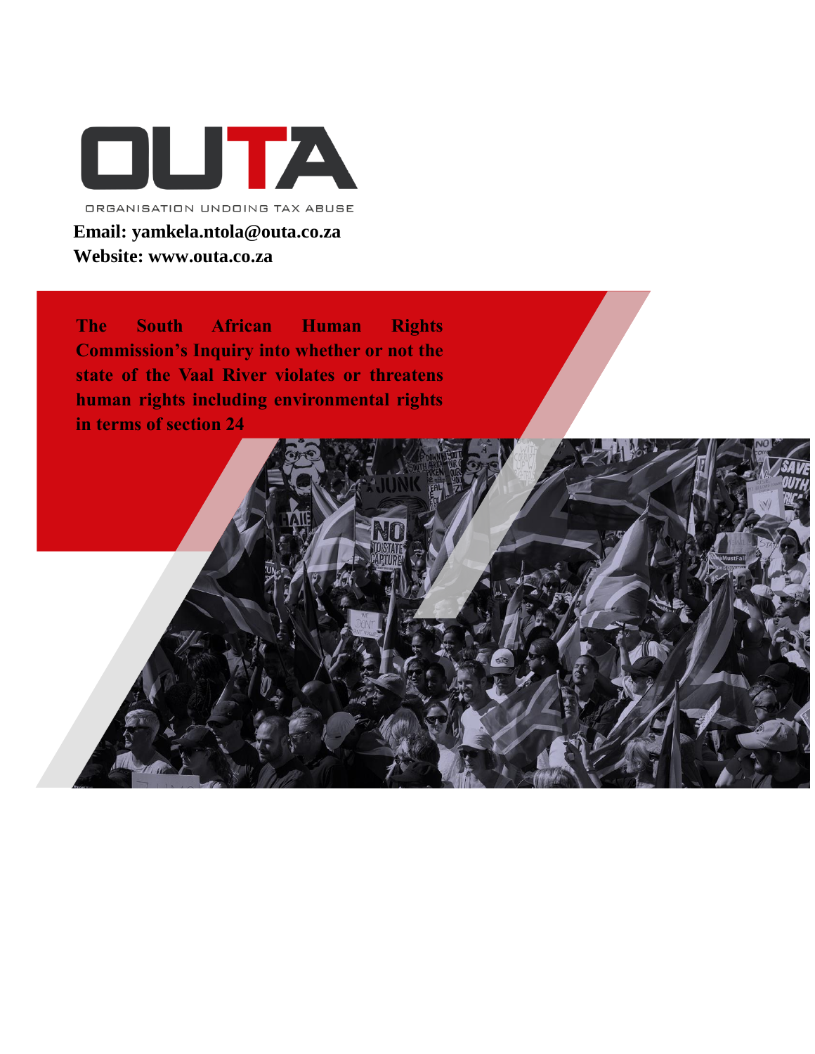ORGANISATION UNDOING TAX ABUSE

**Email: yamkela.ntola@outa.co.za**
**Website: www.outa.co.za**

# The South African Human Rights Commission's Inquiry into whether or not the state of the Vaal River violates or threatens human rights including environmental rights in terms of section 24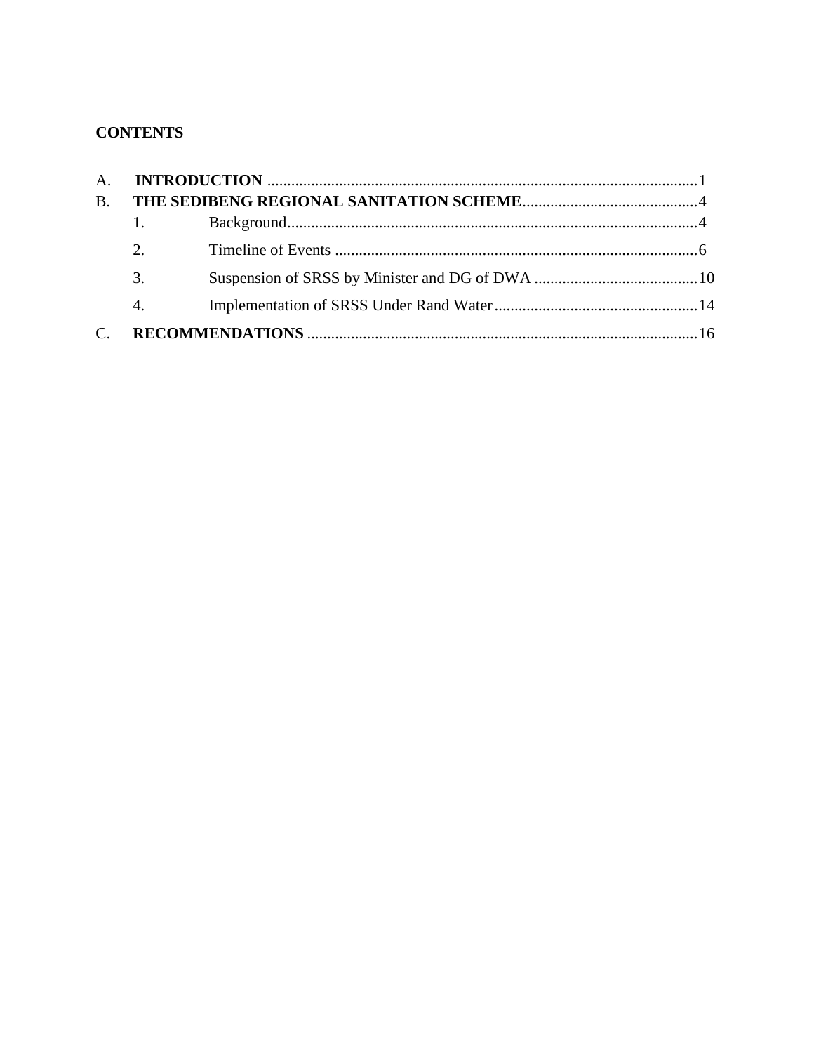**CONTENTS**

A. **INTRODUCTION** .......................................................................................................... 1

B. **THE SEDIBENG REGIONAL SANITATION SCHEME** ............................................ 4

  1. Background ...................................................................................................... 4
  2. Timeline of Events ........................................................................................... 6
  3. Suspension of SRSS by Minister and DG of DWA ......................................... 10
  4. Implementation of SRSS Under Rand Water ................................................... 14

C. **RECOMMENDATIONS** ................................................................................................ 16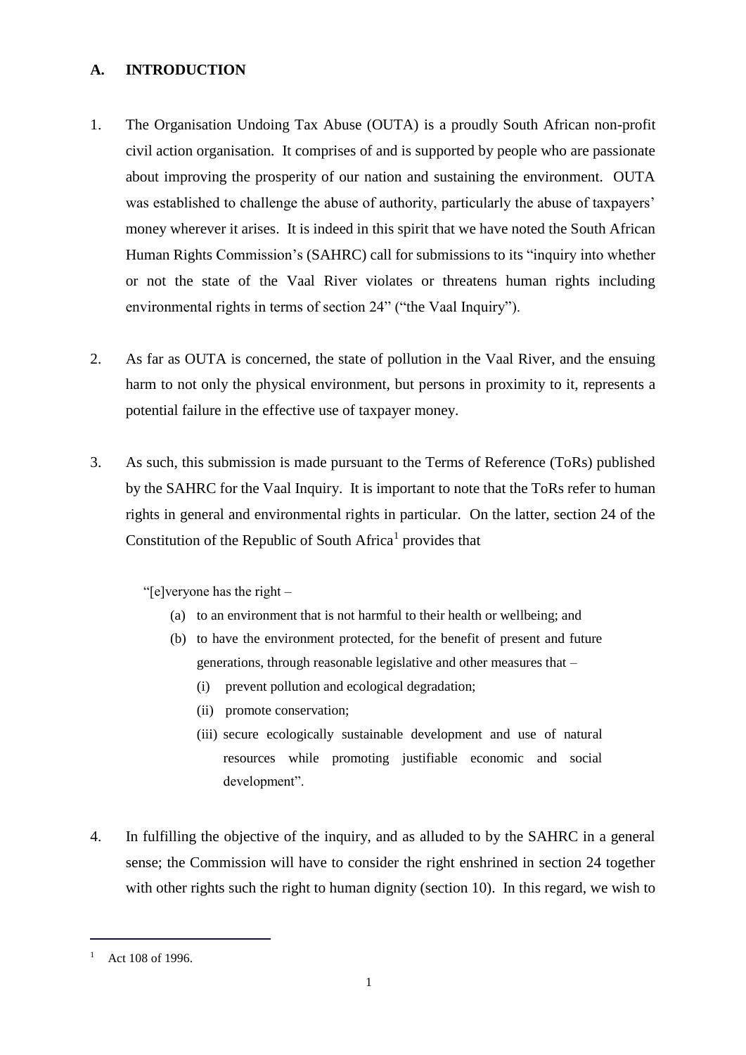## A. INTRODUCTION

1. The Organisation Undoing Tax Abuse (OUTA) is a proudly South African non-profit civil action organisation. It comprises of and is supported by people who are passionate about improving the prosperity of our nation and sustaining the environment. OUTA was established to challenge the abuse of authority, particularly the abuse of taxpayers' money wherever it arises. It is indeed in this spirit that we have noted the South African Human Rights Commission's (SAHRC) call for submissions to its "inquiry into whether or not the state of the Vaal River violates or threatens human rights including environmental rights in terms of section 24" ("the Vaal Inquiry").

2. As far as OUTA is concerned, the state of pollution in the Vaal River, and the ensuing harm to not only the physical environment, but persons in proximity to it, represents a potential failure in the effective use of taxpayer money.

3. As such, this submission is made pursuant to the Terms of Reference (ToRs) published by the SAHRC for the Vaal Inquiry. It is important to note that the ToRs refer to human rights in general and environmental rights in particular. On the latter, section 24 of the Constitution of the Republic of South Africa[1] provides that

   "[e]veryone has the right –
   
   (a) to an environment that is not harmful to their health or wellbeing; and
   
   (b) to have the environment protected, for the benefit of present and future generations, through reasonable legislative and other measures that –
   
      (i) prevent pollution and ecological degradation;
      
      (ii) promote conservation;
      
      (iii) secure ecologically sustainable development and use of natural resources while promoting justifiable economic and social development".

4. In fulfilling the objective of the inquiry, and as alluded to by the SAHRC in a general sense; the Commission will have to consider the right enshrined in section 24 together with other rights such the right to human dignity (section 10). In this regard, we wish to

---

[1] Act 108 of 1996.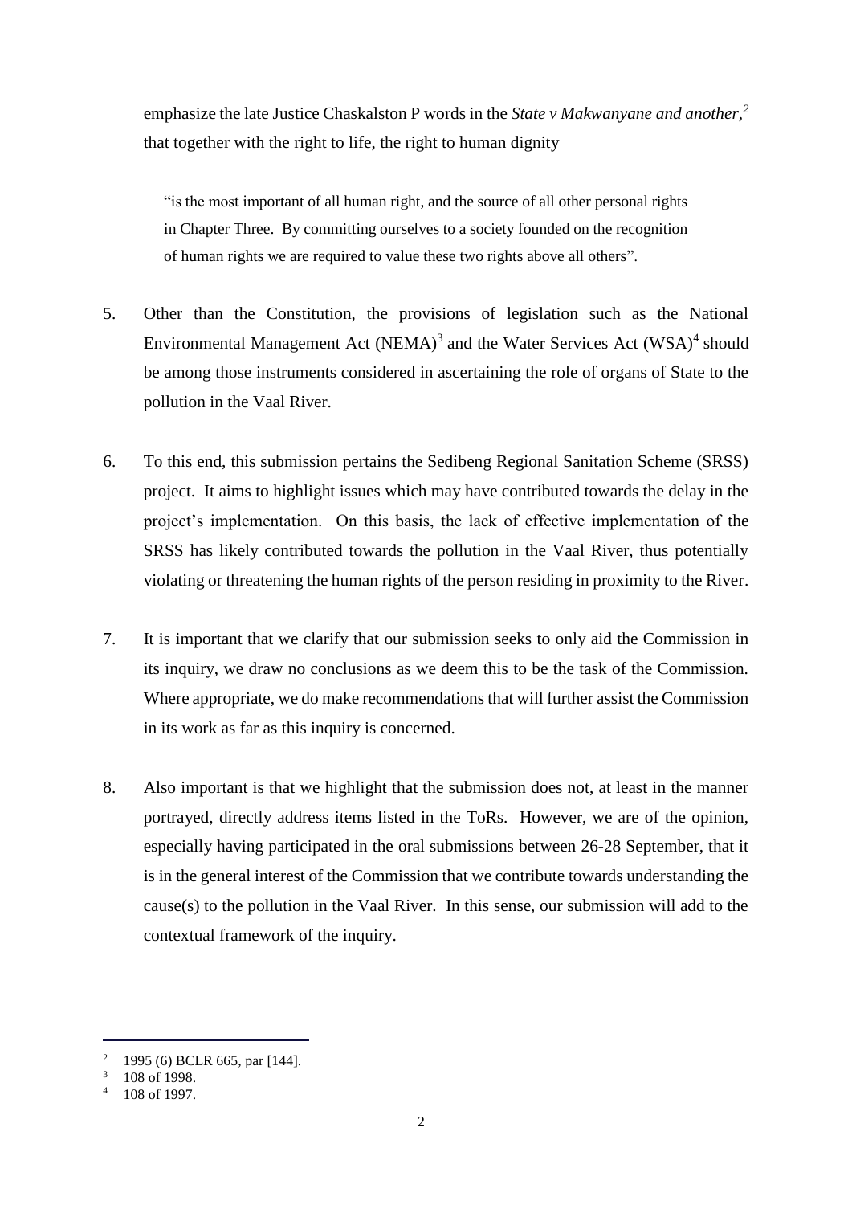emphasize the late Justice Chaskalston P words in the *State v Makwanyane and another*,[2] that together with the right to life, the right to human dignity

> "is the most important of all human right, and the source of all other personal rights in Chapter Three. By committing ourselves to a society founded on the recognition of human rights we are required to value these two rights above all others".

5. Other than the Constitution, the provisions of legislation such as the National Environmental Management Act (NEMA)[3] and the Water Services Act (WSA)[4] should be among those instruments considered in ascertaining the role of organs of State to the pollution in the Vaal River.

6. To this end, this submission pertains the Sedibeng Regional Sanitation Scheme (SRSS) project. It aims to highlight issues which may have contributed towards the delay in the project's implementation. On this basis, the lack of effective implementation of the SRSS has likely contributed towards the pollution in the Vaal River, thus potentially violating or threatening the human rights of the person residing in proximity to the River.

7. It is important that we clarify that our submission seeks to only aid the Commission in its inquiry, we draw no conclusions as we deem this to be the task of the Commission. Where appropriate, we do make recommendations that will further assist the Commission in its work as far as this inquiry is concerned.

8. Also important is that we highlight that the submission does not, at least in the manner portrayed, directly address items listed in the ToRs. However, we are of the opinion, especially having participated in the oral submissions between 26-28 September, that it is in the general interest of the Commission that we contribute towards understanding the cause(s) to the pollution in the Vaal River. In this sense, our submission will add to the contextual framework of the inquiry.

---

[2] 1995 (6) BCLR 665, par [144].

[3] 108 of 1998.

[4] 108 of 1997.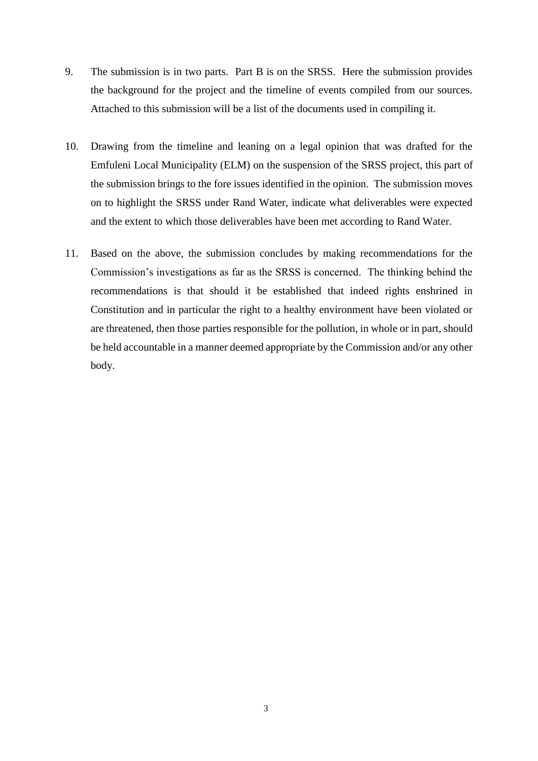9. The submission is in two parts. Part B is on the SRSS. Here the submission provides the background for the project and the timeline of events compiled from our sources. Attached to this submission will be a list of the documents used in compiling it.

10. Drawing from the timeline and leaning on a legal opinion that was drafted for the Emfuleni Local Municipality (ELM) on the suspension of the SRSS project, this part of the submission brings to the fore issues identified in the opinion. The submission moves on to highlight the SRSS under Rand Water, indicate what deliverables were expected and the extent to which those deliverables have been met according to Rand Water.

11. Based on the above, the submission concludes by making recommendations for the Commission's investigations as far as the SRSS is concerned. The thinking behind the recommendations is that should it be established that indeed rights enshrined in Constitution and in particular the right to a healthy environment have been violated or are threatened, then those parties responsible for the pollution, in whole or in part, should be held accountable in a manner deemed appropriate by the Commission and/or any other body.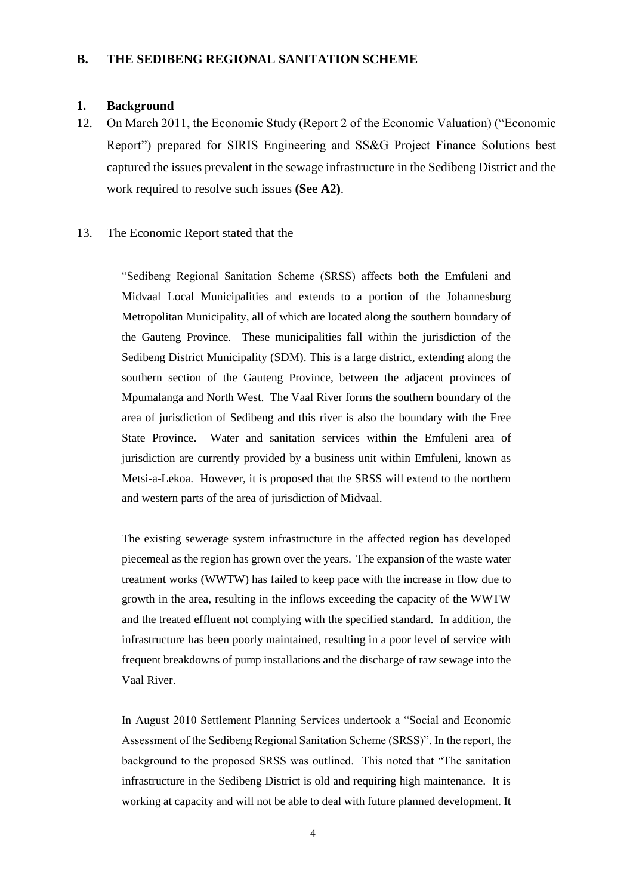## B. THE SEDIBENG REGIONAL SANITATION SCHEME

### 1. Background

12. On March 2011, the Economic Study (Report 2 of the Economic Valuation) ("Economic Report") prepared for SIRIS Engineering and SS&G Project Finance Solutions best captured the issues prevalent in the sewage infrastructure in the Sedibeng District and the work required to resolve such issues **(See A2)**.

13. The Economic Report stated that the

> "Sedibeng Regional Sanitation Scheme (SRSS) affects both the Emfuleni and Midvaal Local Municipalities and extends to a portion of the Johannesburg Metropolitan Municipality, all of which are located along the southern boundary of the Gauteng Province. These municipalities fall within the jurisdiction of the Sedibeng District Municipality (SDM). This is a large district, extending along the southern section of the Gauteng Province, between the adjacent provinces of Mpumalanga and North West. The Vaal River forms the southern boundary of the area of jurisdiction of Sedibeng and this river is also the boundary with the Free State Province. Water and sanitation services within the Emfuleni area of jurisdiction are currently provided by a business unit within Emfuleni, known as Metsi-a-Lekoa. However, it is proposed that the SRSS will extend to the northern and western parts of the area of jurisdiction of Midvaal.
>
> The existing sewerage system infrastructure in the affected region has developed piecemeal as the region has grown over the years. The expansion of the waste water treatment works (WWTW) has failed to keep pace with the increase in flow due to growth in the area, resulting in the inflows exceeding the capacity of the WWTW and the treated effluent not complying with the specified standard. In addition, the infrastructure has been poorly maintained, resulting in a poor level of service with frequent breakdowns of pump installations and the discharge of raw sewage into the Vaal River.
>
> In August 2010 Settlement Planning Services undertook a "Social and Economic Assessment of the Sedibeng Regional Sanitation Scheme (SRSS)". In the report, the background to the proposed SRSS was outlined. This noted that "The sanitation infrastructure in the Sedibeng District is old and requiring high maintenance. It is working at capacity and will not be able to deal with future planned development. It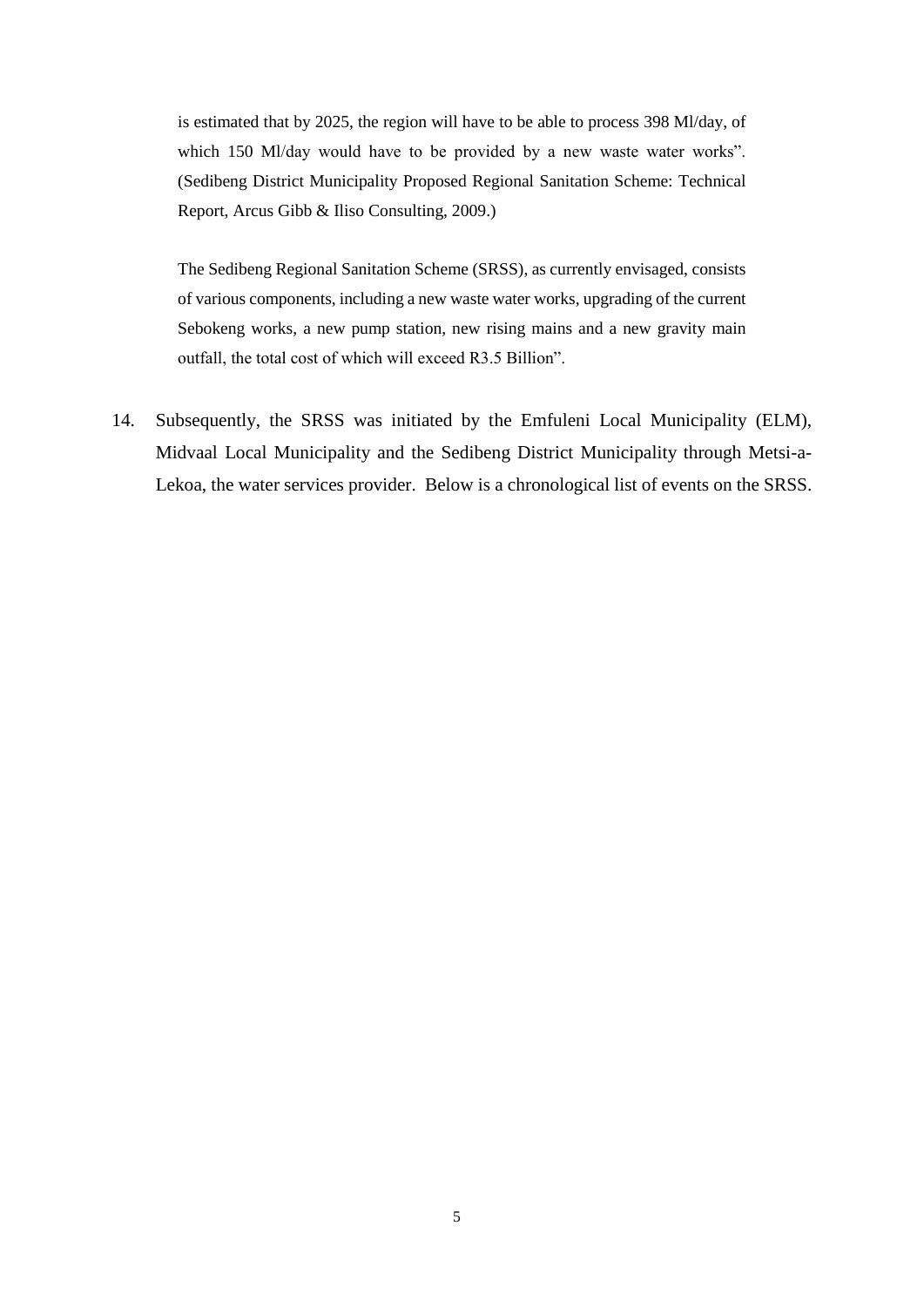> is estimated that by 2025, the region will have to be able to process 398 Ml/day, of which 150 Ml/day would have to be provided by a new waste water works". (Sedibeng District Municipality Proposed Regional Sanitation Scheme: Technical Report, Arcus Gibb & Iliso Consulting, 2009.)
>
> The Sedibeng Regional Sanitation Scheme (SRSS), as currently envisaged, consists of various components, including a new waste water works, upgrading of the current Sebokeng works, a new pump station, new rising mains and a new gravity main outfall, the total cost of which will exceed R3.5 Billion".

14. Subsequently, the SRSS was initiated by the Emfuleni Local Municipality (ELM), Midvaal Local Municipality and the Sedibeng District Municipality through Metsi-a-Lekoa, the water services provider. Below is a chronological list of events on the SRSS.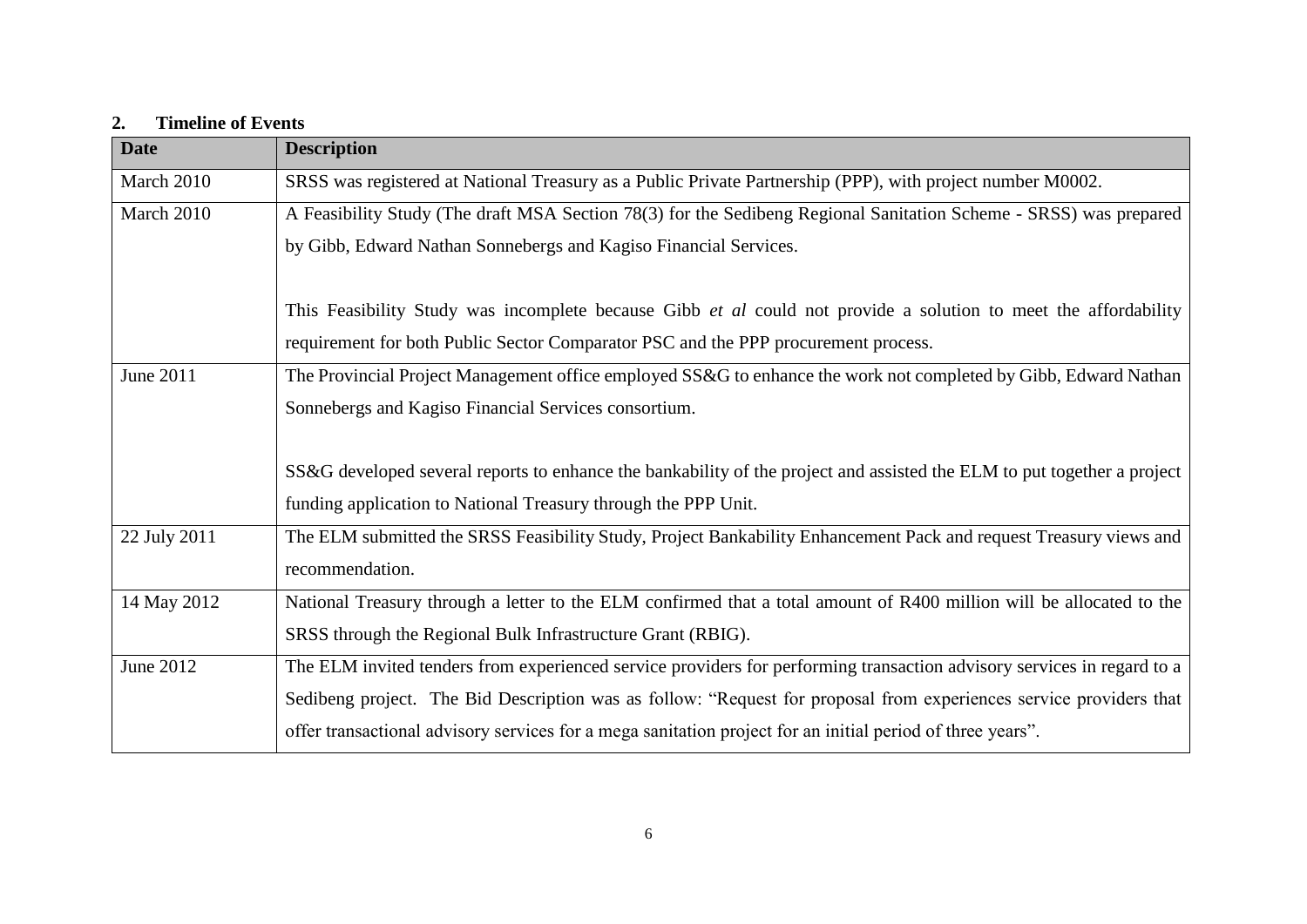## 2. Timeline of Events

| Date | Description |
|---|---|
| March 2010 | SRSS was registered at National Treasury as a Public Private Partnership (PPP), with project number M0002. |
| March 2010 | A Feasibility Study (The draft MSA Section 78(3) for the Sedibeng Regional Sanitation Scheme - SRSS) was prepared by Gibb, Edward Nathan Sonnebergs and Kagiso Financial Services.<br><br>This Feasibility Study was incomplete because Gibb *et al* could not provide a solution to meet the affordability requirement for both Public Sector Comparator PSC and the PPP procurement process. |
| June 2011 | The Provincial Project Management office employed SS&G to enhance the work not completed by Gibb, Edward Nathan Sonnebergs and Kagiso Financial Services consortium.<br><br>SS&G developed several reports to enhance the bankability of the project and assisted the ELM to put together a project funding application to National Treasury through the PPP Unit. |
| 22 July 2011 | The ELM submitted the SRSS Feasibility Study, Project Bankability Enhancement Pack and request Treasury views and recommendation. |
| 14 May 2012 | National Treasury through a letter to the ELM confirmed that a total amount of R400 million will be allocated to the SRSS through the Regional Bulk Infrastructure Grant (RBIG). |
| June 2012 | The ELM invited tenders from experienced service providers for performing transaction advisory services in regard to a Sedibeng project. The Bid Description was as follow: "Request for proposal from experiences service providers that offer transactional advisory services for a mega sanitation project for an initial period of three years". |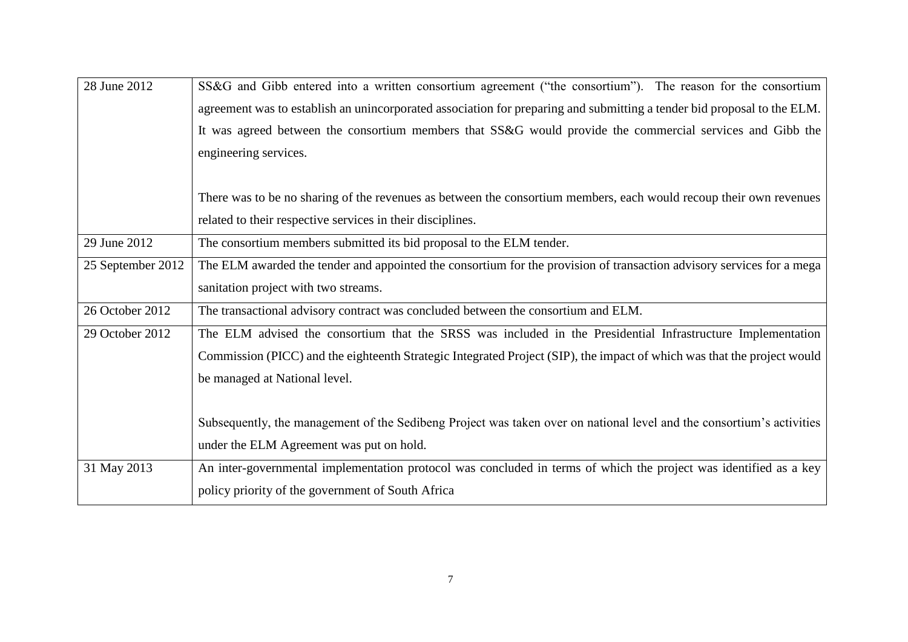| | |
|---|---|
| 28 June 2012 | SS&G and Gibb entered into a written consortium agreement ("the consortium"). The reason for the consortium agreement was to establish an unincorporated association for preparing and submitting a tender bid proposal to the ELM. It was agreed between the consortium members that SS&G would provide the commercial services and Gibb the engineering services.<br><br>There was to be no sharing of the revenues as between the consortium members, each would recoup their own revenues related to their respective services in their disciplines. |
| 29 June 2012 | The consortium members submitted its bid proposal to the ELM tender. |
| 25 September 2012 | The ELM awarded the tender and appointed the consortium for the provision of transaction advisory services for a mega sanitation project with two streams. |
| 26 October 2012 | The transactional advisory contract was concluded between the consortium and ELM. |
| 29 October 2012 | The ELM advised the consortium that the SRSS was included in the Presidential Infrastructure Implementation Commission (PICC) and the eighteenth Strategic Integrated Project (SIP), the impact of which was that the project would be managed at National level.<br><br>Subsequently, the management of the Sedibeng Project was taken over on national level and the consortium's activities under the ELM Agreement was put on hold. |
| 31 May 2013 | An inter-governmental implementation protocol was concluded in terms of which the project was identified as a key policy priority of the government of South Africa |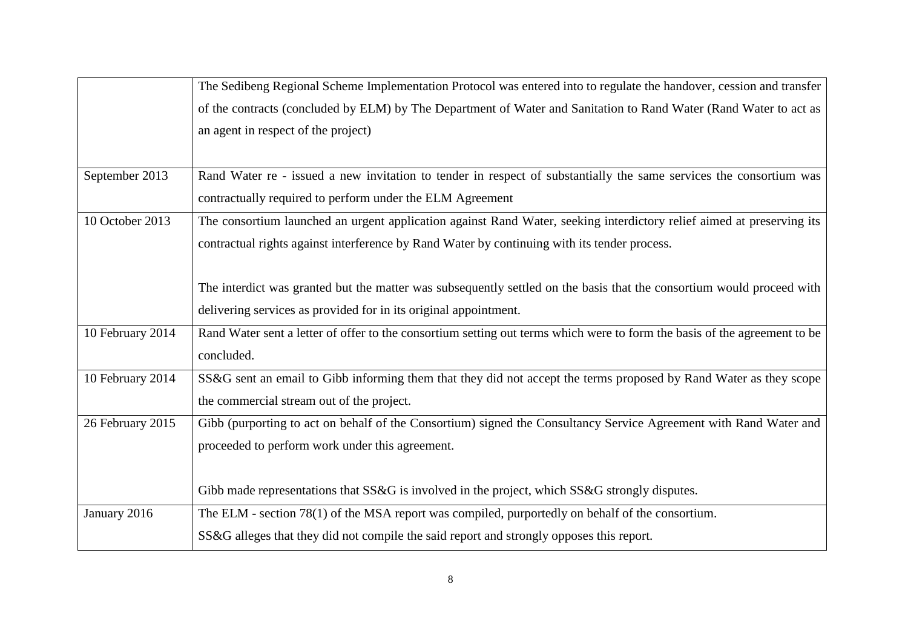| | |
|---|---|
| | The Sedibeng Regional Scheme Implementation Protocol was entered into to regulate the handover, cession and transfer of the contracts (concluded by ELM) by The Department of Water and Sanitation to Rand Water (Rand Water to act as an agent in respect of the project) |
| September 2013 | Rand Water re - issued a new invitation to tender in respect of substantially the same services the consortium was contractually required to perform under the ELM Agreement |
| 10 October 2013 | The consortium launched an urgent application against Rand Water, seeking interdictory relief aimed at preserving its contractual rights against interference by Rand Water by continuing with its tender process.<br><br>The interdict was granted but the matter was subsequently settled on the basis that the consortium would proceed with delivering services as provided for in its original appointment. |
| 10 February 2014 | Rand Water sent a letter of offer to the consortium setting out terms which were to form the basis of the agreement to be concluded. |
| 10 February 2014 | SS&G sent an email to Gibb informing them that they did not accept the terms proposed by Rand Water as they scope the commercial stream out of the project. |
| 26 February 2015 | Gibb (purporting to act on behalf of the Consortium) signed the Consultancy Service Agreement with Rand Water and proceeded to perform work under this agreement.<br><br>Gibb made representations that SS&G is involved in the project, which SS&G strongly disputes. |
| January 2016 | The ELM - section 78(1) of the MSA report was compiled, purportedly on behalf of the consortium.<br>SS&G alleges that they did not compile the said report and strongly opposes this report. |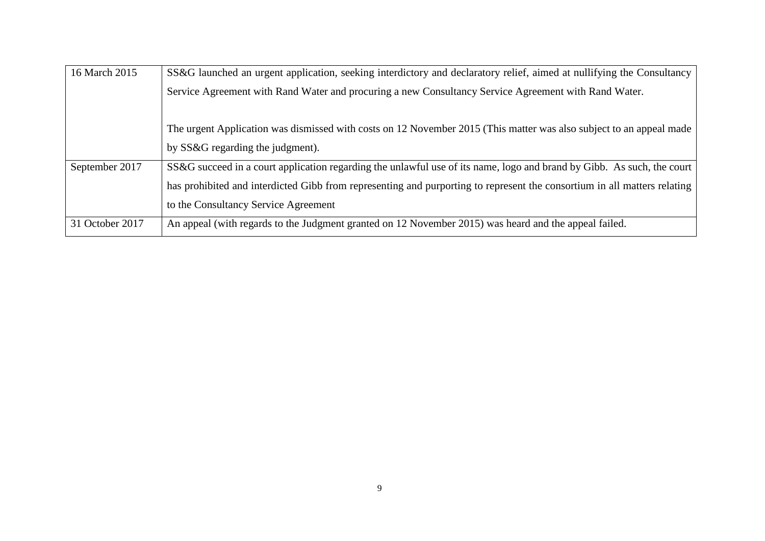| | |
|---|---|
| 16 March 2015 | SS&G launched an urgent application, seeking interdictory and declaratory relief, aimed at nullifying the Consultancy Service Agreement with Rand Water and procuring a new Consultancy Service Agreement with Rand Water.<br><br>The urgent Application was dismissed with costs on 12 November 2015 (This matter was also subject to an appeal made by SS&G regarding the judgment). |
| September 2017 | SS&G succeed in a court application regarding the unlawful use of its name, logo and brand by Gibb. As such, the court has prohibited and interdicted Gibb from representing and purporting to represent the consortium in all matters relating to the Consultancy Service Agreement |
| 31 October 2017 | An appeal (with regards to the Judgment granted on 12 November 2015) was heard and the appeal failed. |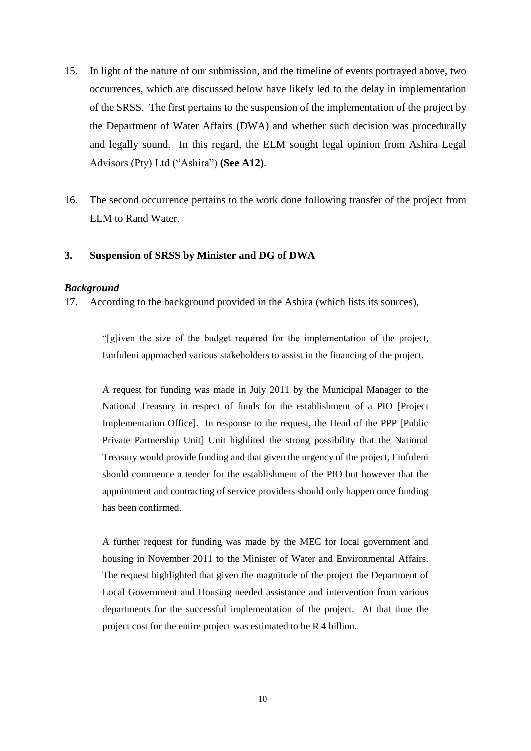15. In light of the nature of our submission, and the timeline of events portrayed above, two occurrences, which are discussed below have likely led to the delay in implementation of the SRSS. The first pertains to the suspension of the implementation of the project by the Department of Water Affairs (DWA) and whether such decision was procedurally and legally sound. In this regard, the ELM sought legal opinion from Ashira Legal Advisors (Pty) Ltd ("Ashira") **(See A12)**.

16. The second occurrence pertains to the work done following transfer of the project from ELM to Rand Water.

### 3. Suspension of SRSS by Minister and DG of DWA

***Background***

17. According to the background provided in the Ashira (which lists its sources),

> "[g]iven the size of the budget required for the implementation of the project, Emfuleni approached various stakeholders to assist in the financing of the project.
>
> A request for funding was made in July 2011 by the Municipal Manager to the National Treasury in respect of funds for the establishment of a PIO [Project Implementation Office]. In response to the request, the Head of the PPP [Public Private Partnership Unit] Unit highlited the strong possibility that the National Treasury would provide funding and that given the urgency of the project, Emfuleni should commence a tender for the establishment of the PIO but however that the appointment and contracting of service providers should only happen once funding has been confirmed.
>
> A further request for funding was made by the MEC for local government and housing in November 2011 to the Minister of Water and Environmental Affairs. The request highlighted that given the magnitude of the project the Department of Local Government and Housing needed assistance and intervention from various departments for the successful implementation of the project. At that time the project cost for the entire project was estimated to be R 4 billion.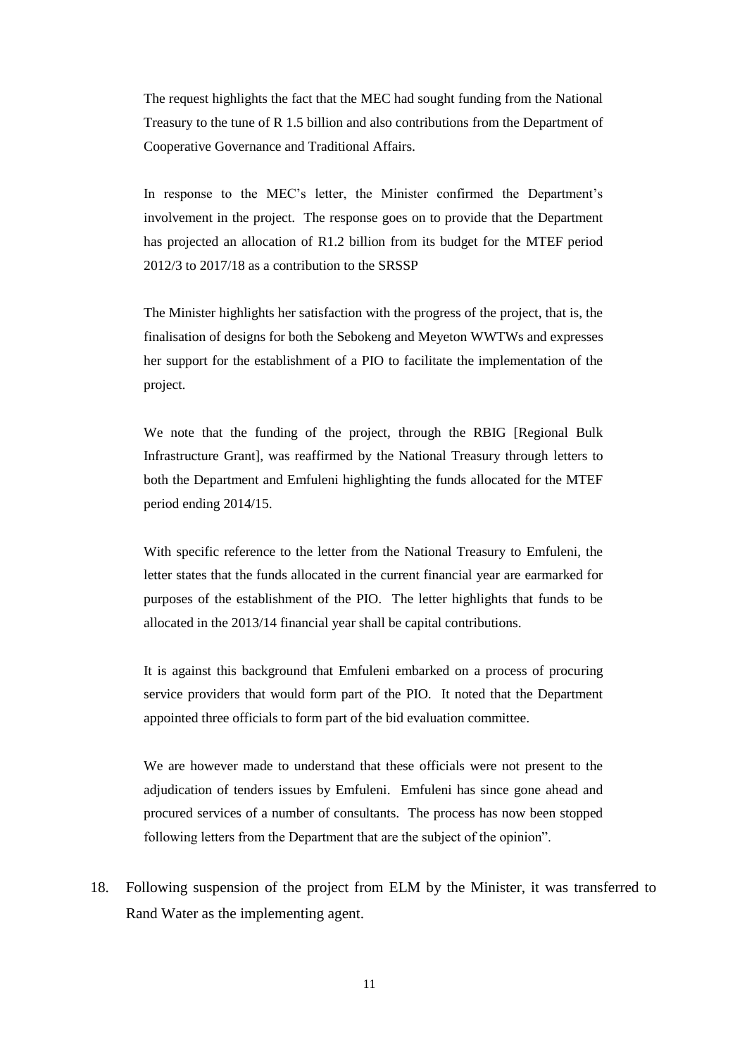> The request highlights the fact that the MEC had sought funding from the National Treasury to the tune of R 1.5 billion and also contributions from the Department of Cooperative Governance and Traditional Affairs.
>
> In response to the MEC's letter, the Minister confirmed the Department's involvement in the project. The response goes on to provide that the Department has projected an allocation of R1.2 billion from its budget for the MTEF period 2012/3 to 2017/18 as a contribution to the SRSSP
>
> The Minister highlights her satisfaction with the progress of the project, that is, the finalisation of designs for both the Sebokeng and Meyeton WWTWs and expresses her support for the establishment of a PIO to facilitate the implementation of the project.
>
> We note that the funding of the project, through the RBIG [Regional Bulk Infrastructure Grant], was reaffirmed by the National Treasury through letters to both the Department and Emfuleni highlighting the funds allocated for the MTEF period ending 2014/15.
>
> With specific reference to the letter from the National Treasury to Emfuleni, the letter states that the funds allocated in the current financial year are earmarked for purposes of the establishment of the PIO. The letter highlights that funds to be allocated in the 2013/14 financial year shall be capital contributions.
>
> It is against this background that Emfuleni embarked on a process of procuring service providers that would form part of the PIO. It noted that the Department appointed three officials to form part of the bid evaluation committee.
>
> We are however made to understand that these officials were not present to the adjudication of tenders issues by Emfuleni. Emfuleni has since gone ahead and procured services of a number of consultants. The process has now been stopped following letters from the Department that are the subject of the opinion".

18. Following suspension of the project from ELM by the Minister, it was transferred to Rand Water as the implementing agent.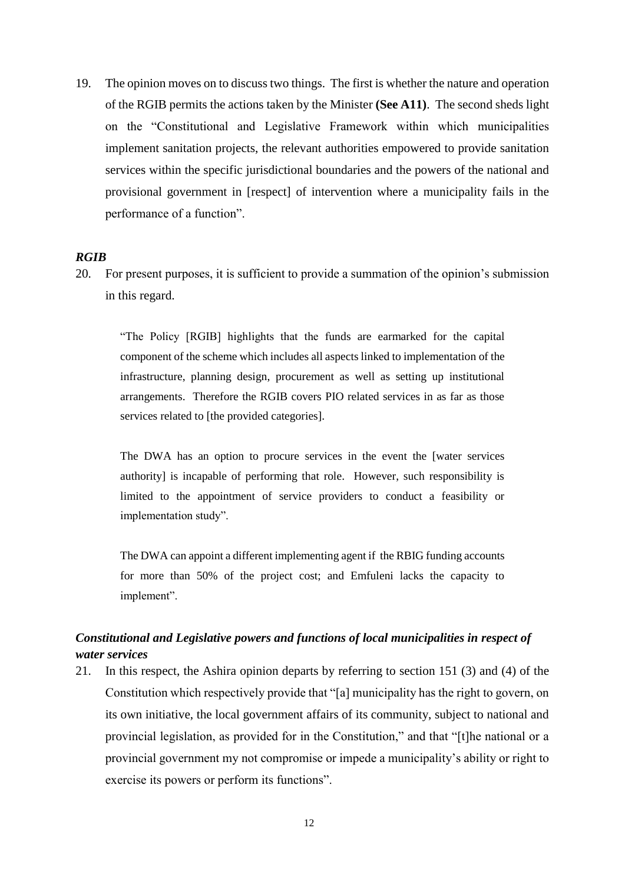19. The opinion moves on to discuss two things. The first is whether the nature and operation of the RGIB permits the actions taken by the Minister **(See A11)**. The second sheds light on the "Constitutional and Legislative Framework within which municipalities implement sanitation projects, the relevant authorities empowered to provide sanitation services within the specific jurisdictional boundaries and the powers of the national and provisional government in [respect] of intervention where a municipality fails in the performance of a function".

### *RGIB*

20. For present purposes, it is sufficient to provide a summation of the opinion's submission in this regard.

> "The Policy [RGIB] highlights that the funds are earmarked for the capital component of the scheme which includes all aspects linked to implementation of the infrastructure, planning design, procurement as well as setting up institutional arrangements. Therefore the RGIB covers PIO related services in as far as those services related to [the provided categories].
>
> The DWA has an option to procure services in the event the [water services authority] is incapable of performing that role. However, such responsibility is limited to the appointment of service providers to conduct a feasibility or implementation study".
>
> The DWA can appoint a different implementing agent if the RBIG funding accounts for more than 50% of the project cost; and Emfuleni lacks the capacity to implement".

### *Constitutional and Legislative powers and functions of local municipalities in respect of water services*

21. In this respect, the Ashira opinion departs by referring to section 151 (3) and (4) of the Constitution which respectively provide that "[a] municipality has the right to govern, on its own initiative, the local government affairs of its community, subject to national and provincial legislation, as provided for in the Constitution," and that "[t]he national or a provincial government my not compromise or impede a municipality's ability or right to exercise its powers or perform its functions".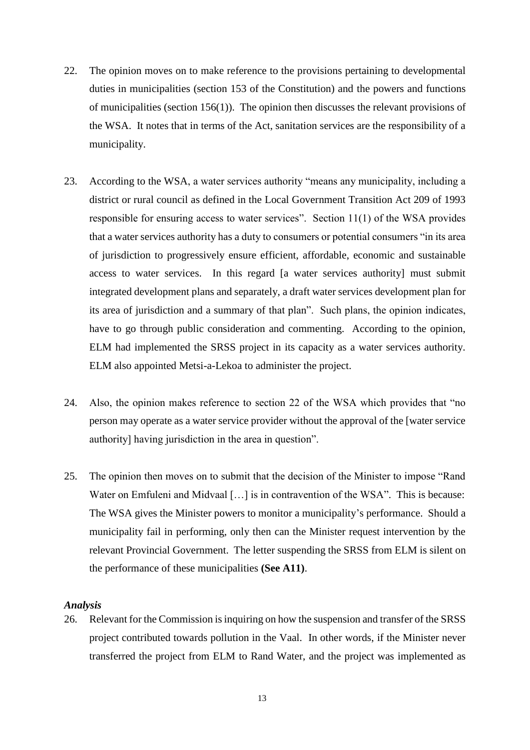22. The opinion moves on to make reference to the provisions pertaining to developmental duties in municipalities (section 153 of the Constitution) and the powers and functions of municipalities (section 156(1)). The opinion then discusses the relevant provisions of the WSA. It notes that in terms of the Act, sanitation services are the responsibility of a municipality.

23. According to the WSA, a water services authority "means any municipality, including a district or rural council as defined in the Local Government Transition Act 209 of 1993 responsible for ensuring access to water services". Section 11(1) of the WSA provides that a water services authority has a duty to consumers or potential consumers "in its area of jurisdiction to progressively ensure efficient, affordable, economic and sustainable access to water services. In this regard [a water services authority] must submit integrated development plans and separately, a draft water services development plan for its area of jurisdiction and a summary of that plan". Such plans, the opinion indicates, have to go through public consideration and commenting. According to the opinion, ELM had implemented the SRSS project in its capacity as a water services authority. ELM also appointed Metsi-a-Lekoa to administer the project.

24. Also, the opinion makes reference to section 22 of the WSA which provides that "no person may operate as a water service provider without the approval of the [water service authority] having jurisdiction in the area in question".

25. The opinion then moves on to submit that the decision of the Minister to impose "Rand Water on Emfuleni and Midvaal […] is in contravention of the WSA". This is because: The WSA gives the Minister powers to monitor a municipality's performance. Should a municipality fail in performing, only then can the Minister request intervention by the relevant Provincial Government. The letter suspending the SRSS from ELM is silent on the performance of these municipalities **(See A11)**.

***Analysis***

26. Relevant for the Commission is inquiring on how the suspension and transfer of the SRSS project contributed towards pollution in the Vaal. In other words, if the Minister never transferred the project from ELM to Rand Water, and the project was implemented as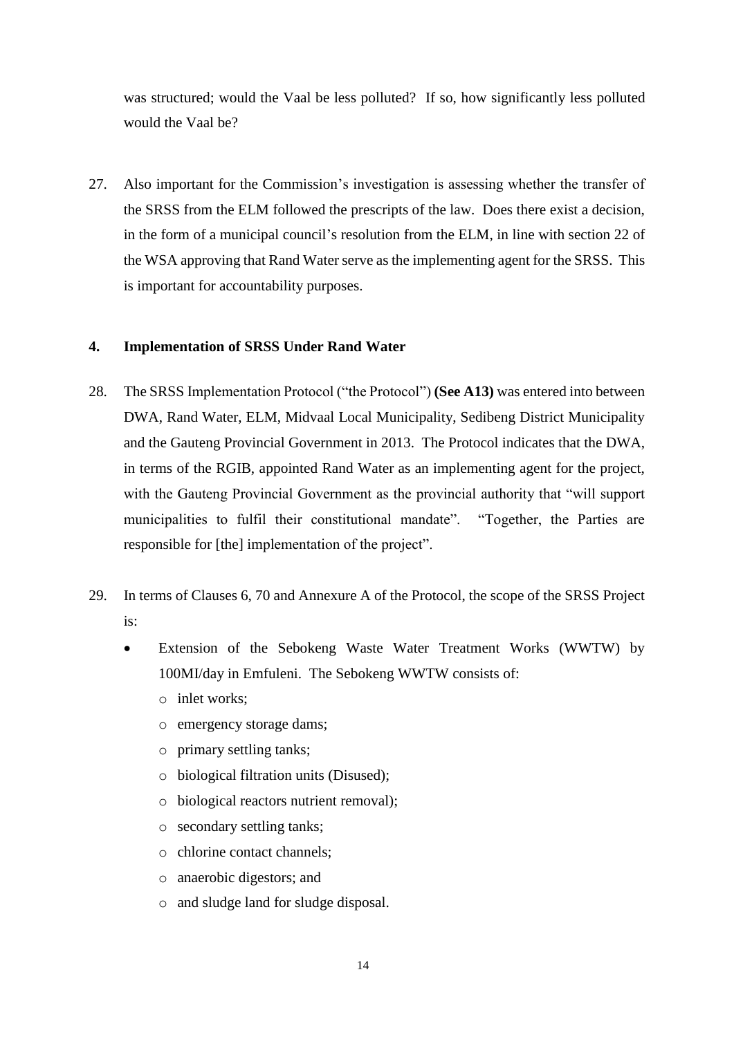was structured; would the Vaal be less polluted? If so, how significantly less polluted would the Vaal be?

27. Also important for the Commission's investigation is assessing whether the transfer of the SRSS from the ELM followed the prescripts of the law. Does there exist a decision, in the form of a municipal council's resolution from the ELM, in line with section 22 of the WSA approving that Rand Water serve as the implementing agent for the SRSS. This is important for accountability purposes.

## 4. Implementation of SRSS Under Rand Water

28. The SRSS Implementation Protocol ("the Protocol") **(See A13)** was entered into between DWA, Rand Water, ELM, Midvaal Local Municipality, Sedibeng District Municipality and the Gauteng Provincial Government in 2013. The Protocol indicates that the DWA, in terms of the RGIB, appointed Rand Water as an implementing agent for the project, with the Gauteng Provincial Government as the provincial authority that "will support municipalities to fulfil their constitutional mandate". "Together, the Parties are responsible for [the] implementation of the project".

29. In terms of Clauses 6, 70 and Annexure A of the Protocol, the scope of the SRSS Project is:

   - Extension of the Sebokeng Waste Water Treatment Works (WWTW) by 100MI/day in Emfuleni. The Sebokeng WWTW consists of:
     - inlet works;
     - emergency storage dams;
     - primary settling tanks;
     - biological filtration units (Disused);
     - biological reactors nutrient removal);
     - secondary settling tanks;
     - chlorine contact channels;
     - anaerobic digestors; and
     - and sludge land for sludge disposal.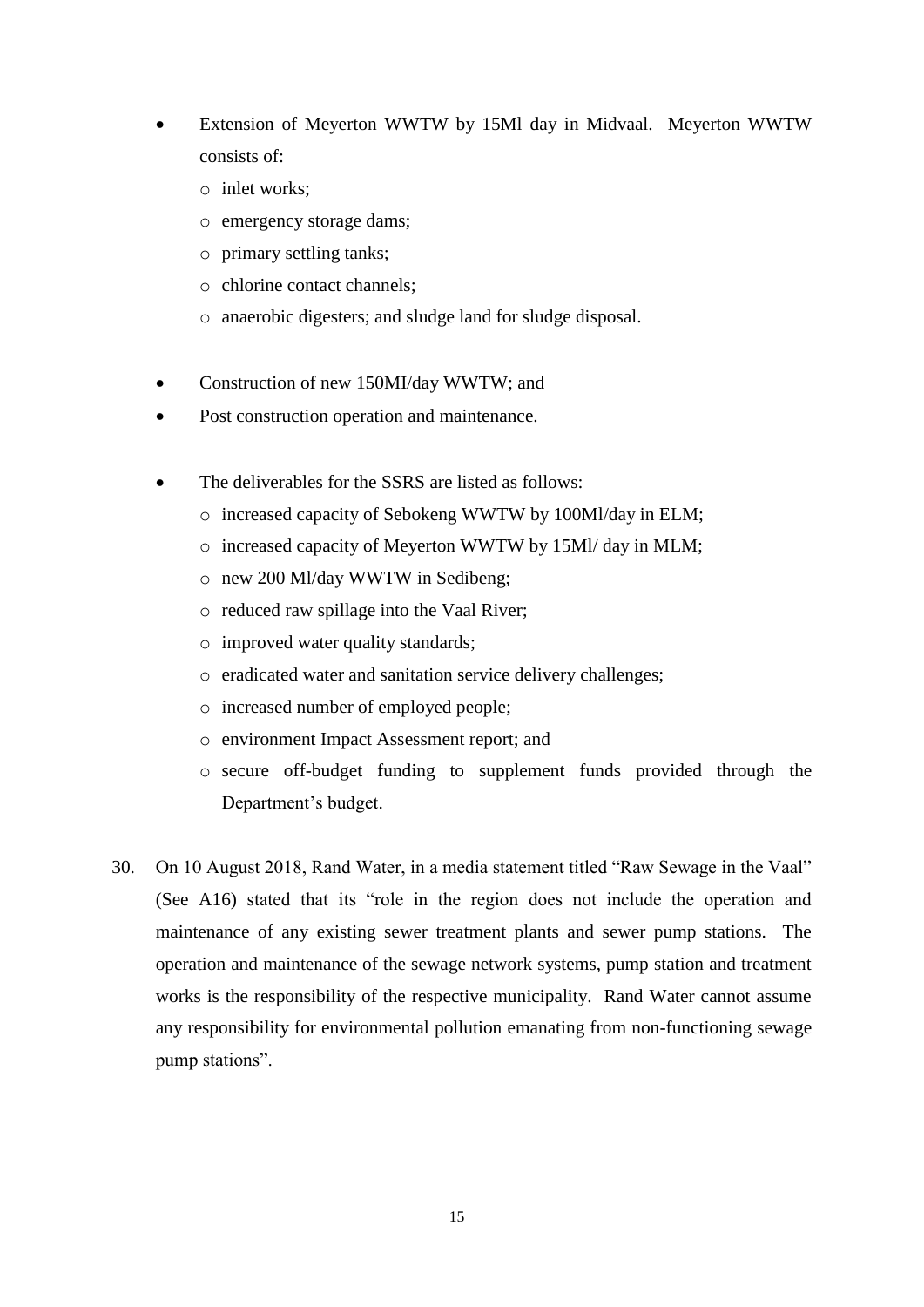- Extension of Meyerton WWTW by 15Ml day in Midvaal. Meyerton WWTW consists of:
    - inlet works;
    - emergency storage dams;
    - primary settling tanks;
    - chlorine contact channels;
    - anaerobic digesters; and sludge land for sludge disposal.

- Construction of new 150MI/day WWTW; and
- Post construction operation and maintenance.

- The deliverables for the SSRS are listed as follows:
    - increased capacity of Sebokeng WWTW by 100Ml/day in ELM;
    - increased capacity of Meyerton WWTW by 15Ml/ day in MLM;
    - new 200 Ml/day WWTW in Sedibeng;
    - reduced raw spillage into the Vaal River;
    - improved water quality standards;
    - eradicated water and sanitation service delivery challenges;
    - increased number of employed people;
    - environment Impact Assessment report; and
    - secure off-budget funding to supplement funds provided through the Department's budget.

30. On 10 August 2018, Rand Water, in a media statement titled "Raw Sewage in the Vaal" (See A16) stated that its "role in the region does not include the operation and maintenance of any existing sewer treatment plants and sewer pump stations. The operation and maintenance of the sewage network systems, pump station and treatment works is the responsibility of the respective municipality. Rand Water cannot assume any responsibility for environmental pollution emanating from non-functioning sewage pump stations".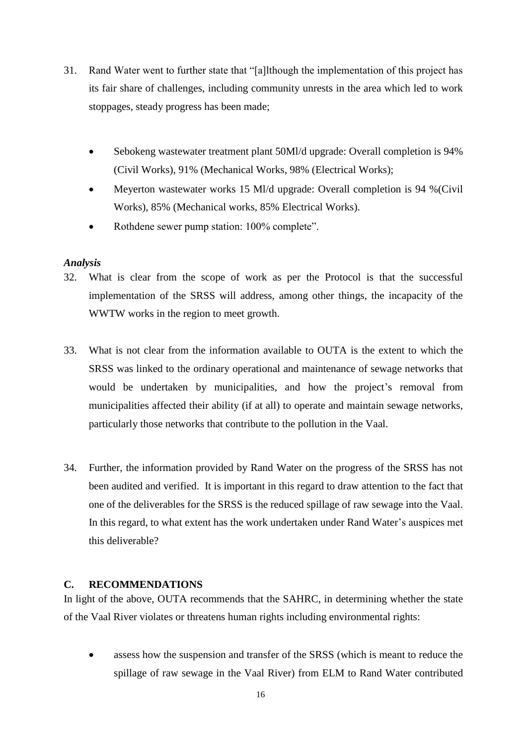31. Rand Water went to further state that "[a]lthough the implementation of this project has its fair share of challenges, including community unrests in the area which led to work stoppages, steady progress has been made;

    - Sebokeng wastewater treatment plant 50Ml/d upgrade: Overall completion is 94% (Civil Works), 91% (Mechanical Works, 98% (Electrical Works);
    - Meyerton wastewater works 15 Ml/d upgrade: Overall completion is 94 %(Civil Works), 85% (Mechanical works, 85% Electrical Works).
    - Rothdene sewer pump station: 100% complete".

***Analysis***

32. What is clear from the scope of work as per the Protocol is that the successful implementation of the SRSS will address, among other things, the incapacity of the WWTW works in the region to meet growth.

33. What is not clear from the information available to OUTA is the extent to which the SRSS was linked to the ordinary operational and maintenance of sewage networks that would be undertaken by municipalities, and how the project's removal from municipalities affected their ability (if at all) to operate and maintain sewage networks, particularly those networks that contribute to the pollution in the Vaal.

34. Further, the information provided by Rand Water on the progress of the SRSS has not been audited and verified. It is important in this regard to draw attention to the fact that one of the deliverables for the SRSS is the reduced spillage of raw sewage into the Vaal. In this regard, to what extent has the work undertaken under Rand Water's auspices met this deliverable?

## C. RECOMMENDATIONS

In light of the above, OUTA recommends that the SAHRC, in determining whether the state of the Vaal River violates or threatens human rights including environmental rights:

- assess how the suspension and transfer of the SRSS (which is meant to reduce the spillage of raw sewage in the Vaal River) from ELM to Rand Water contributed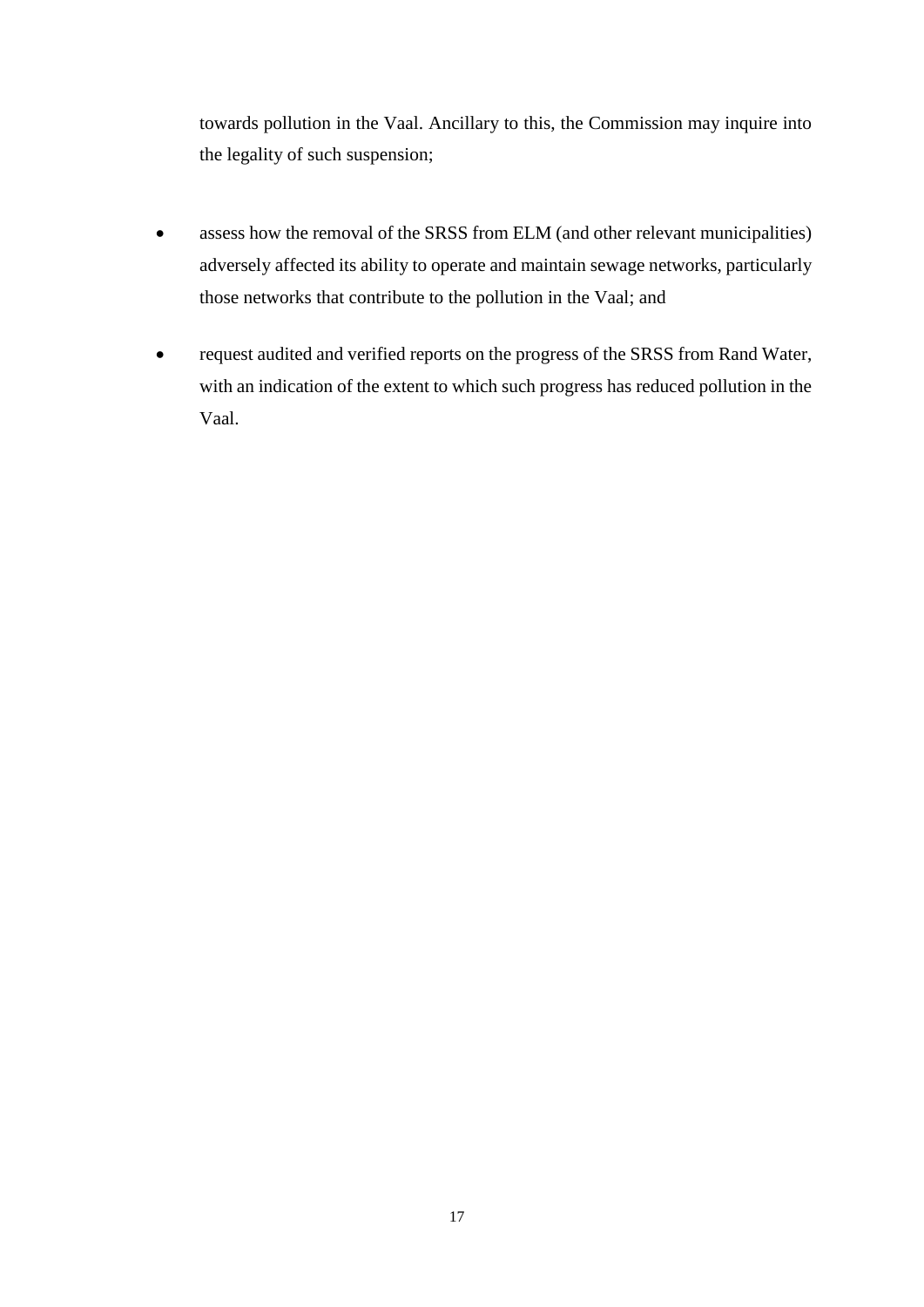towards pollution in the Vaal. Ancillary to this, the Commission may inquire into the legality of such suspension;

- assess how the removal of the SRSS from ELM (and other relevant municipalities) adversely affected its ability to operate and maintain sewage networks, particularly those networks that contribute to the pollution in the Vaal; and
- request audited and verified reports on the progress of the SRSS from Rand Water, with an indication of the extent to which such progress has reduced pollution in the Vaal.